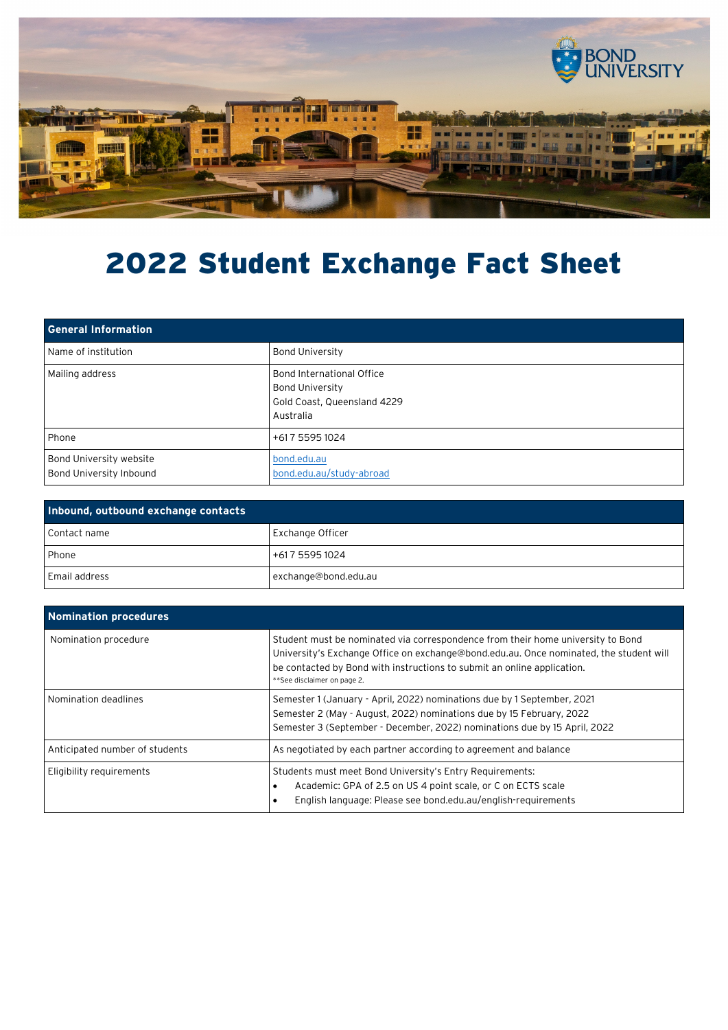# 2022 Student Exchange Fact Sheet

| General Information | |
|---|---|
| Name of institution | Bond University |
| Mailing address | Bond International Office<br>Bond University<br>Gold Coast, Queensland 4229<br>Australia |
| Phone | +61 7 5595 1024 |
| Bond University website<br>Bond University Inbound | bond.edu.au<br>bond.edu.au/study-abroad |

| Inbound, outbound exchange contacts | |
|---|---|
| Contact name | Exchange Officer |
| Phone | +61 7 5595 1024 |
| Email address | exchange@bond.edu.au |

| Nomination procedures | |
|---|---|
| Nomination procedure | Student must be nominated via correspondence from their home university to Bond University's Exchange Office on exchange@bond.edu.au. Once nominated, the student will be contacted by Bond with instructions to submit an online application.<br>**See disclaimer on page 2. |
| Nomination deadlines | Semester 1 (January - April, 2022) nominations due by 1 September, 2021<br>Semester 2 (May - August, 2022) nominations due by 15 February, 2022<br>Semester 3 (September - December, 2022) nominations due by 15 April, 2022 |
| Anticipated number of students | As negotiated by each partner according to agreement and balance |
| Eligibility requirements | Students must meet Bond University's Entry Requirements:<br>• Academic: GPA of 2.5 on US 4 point scale, or C on ECTS scale<br>• English language: Please see bond.edu.au/english-requirements |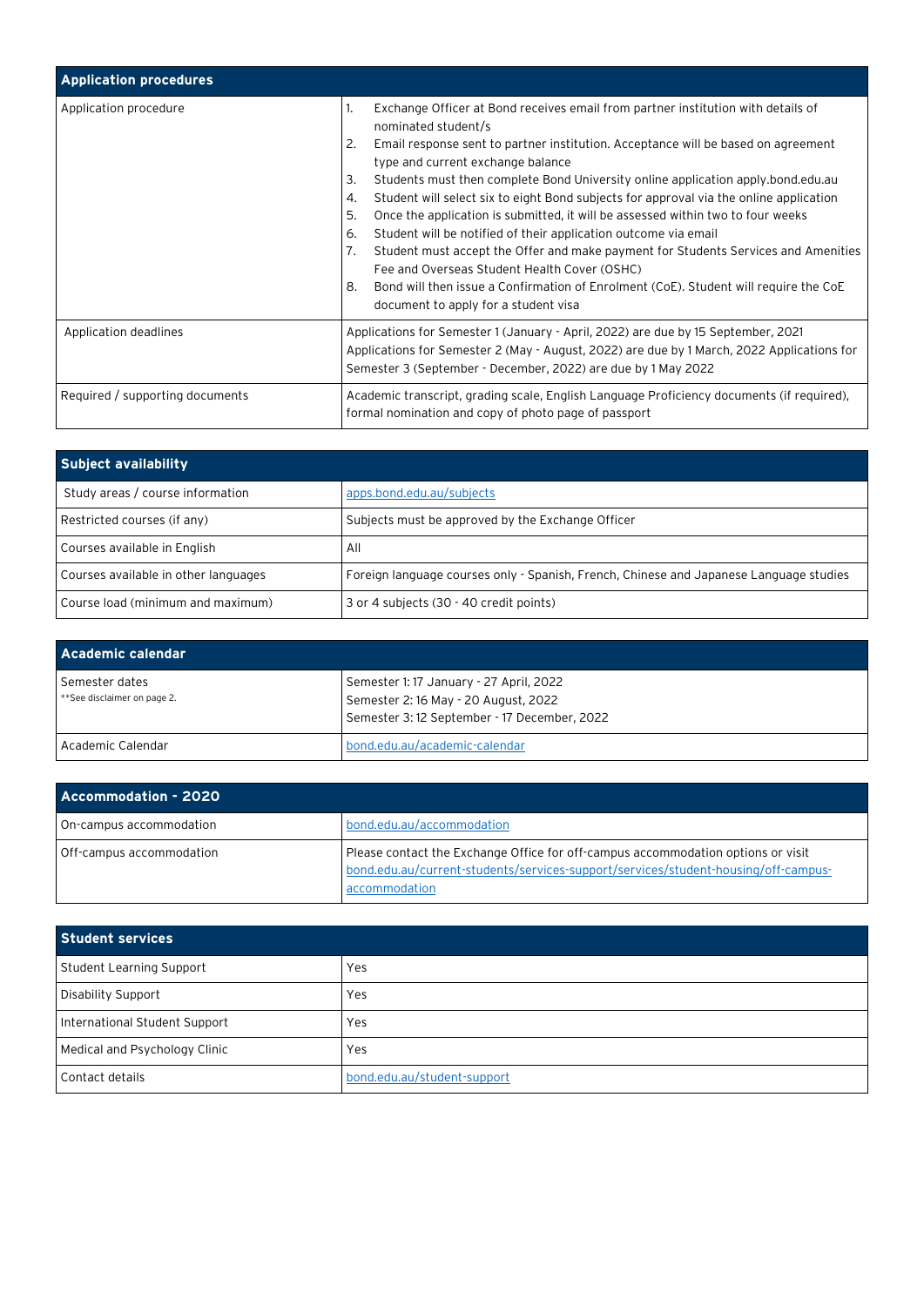| Application procedures | |
|---|---|
| Application procedure | 1. Exchange Officer at Bond receives email from partner institution with details of nominated student/s<br>2. Email response sent to partner institution. Acceptance will be based on agreement type and current exchange balance<br>3. Students must then complete Bond University online application apply.bond.edu.au<br>4. Student will select six to eight Bond subjects for approval via the online application<br>5. Once the application is submitted, it will be assessed within two to four weeks<br>6. Student will be notified of their application outcome via email<br>7. Student must accept the Offer and make payment for Students Services and Amenities Fee and Overseas Student Health Cover (OSHC)<br>8. Bond will then issue a Confirmation of Enrolment (CoE). Student will require the CoE document to apply for a student visa |
| Application deadlines | Applications for Semester 1 (January - April, 2022) are due by 15 September, 2021 Applications for Semester 2 (May - August, 2022) are due by 1 March, 2022 Applications for Semester 3 (September - December, 2022) are due by 1 May 2022 |
| Required / supporting documents | Academic transcript, grading scale, English Language Proficiency documents (if required), formal nomination and copy of photo page of passport |

| Subject availability | |
|---|---|
| Study areas / course information | [apps.bond.edu.au/subjects](apps.bond.edu.au/subjects) |
| Restricted courses (if any) | Subjects must be approved by the Exchange Officer |
| Courses available in English | All |
| Courses available in other languages | Foreign language courses only - Spanish, French, Chinese and Japanese Language studies |
| Course load (minimum and maximum) | 3 or 4 subjects (30 - 40 credit points) |

| Academic calendar | |
|---|---|
| Semester dates<br>**See disclaimer on page 2. | Semester 1: 17 January - 27 April, 2022<br>Semester 2: 16 May - 20 August, 2022<br>Semester 3: 12 September - 17 December, 2022 |
| Academic Calendar | [bond.edu.au/academic-calendar](bond.edu.au/academic-calendar) |

| Accommodation - 2020 | |
|---|---|
| On-campus accommodation | [bond.edu.au/accommodation](bond.edu.au/accommodation) |
| Off-campus accommodation | Please contact the Exchange Office for off-campus accommodation options or visit [bond.edu.au/current-students/services-support/services/student-housing/off-campus-accommodation](bond.edu.au/current-students/services-support/services/student-housing/off-campus-accommodation) |

| Student services | |
|---|---|
| Student Learning Support | Yes |
| Disability Support | Yes |
| International Student Support | Yes |
| Medical and Psychology Clinic | Yes |
| Contact details | [bond.edu.au/student-support](bond.edu.au/student-support) |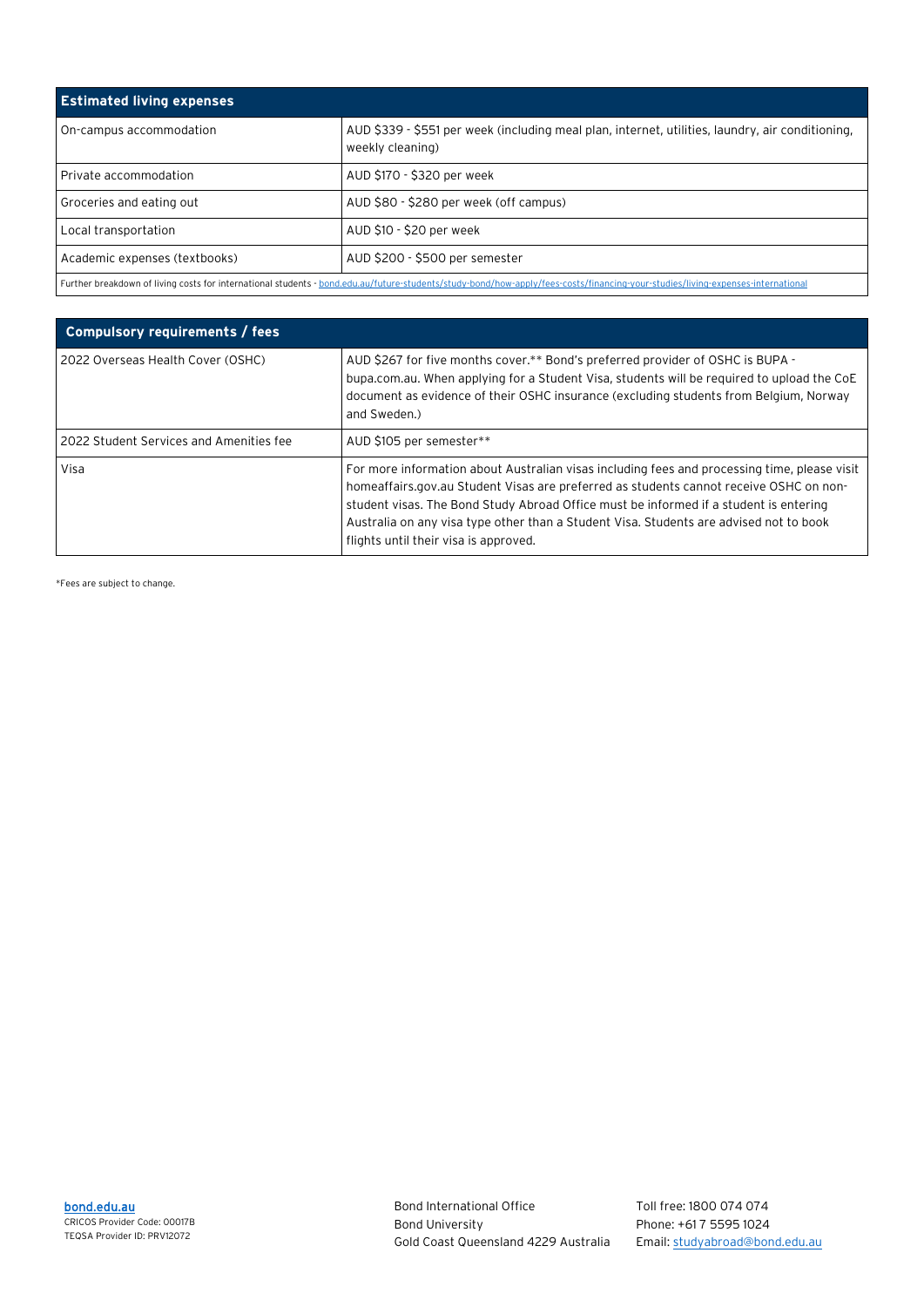| Estimated living expenses | |
| --- | --- |
| On-campus accommodation | AUD $339 - $551 per week (including meal plan, internet, utilities, laundry, air conditioning, weekly cleaning) |
| Private accommodation | AUD $170 - $320 per week |
| Groceries and eating out | AUD $80 - $280 per week (off campus) |
| Local transportation | AUD $10 - $20 per week |
| Academic expenses (textbooks) | AUD $200 - $500 per semester |
| Further breakdown of living costs for international students - bond.edu.au/future-students/study-bond/how-apply/fees-costs/financing-your-studies/living-expenses-international | |

| Compulsory requirements / fees | |
| --- | --- |
| 2022 Overseas Health Cover (OSHC) | AUD $267 for five months cover.** Bond's preferred provider of OSHC is BUPA - bupa.com.au. When applying for a Student Visa, students will be required to upload the CoE document as evidence of their OSHC insurance (excluding students from Belgium, Norway and Sweden.) |
| 2022 Student Services and Amenities fee | AUD $105 per semester** |
| Visa | For more information about Australian visas including fees and processing time, please visit homeaffairs.gov.au Student Visas are preferred as students cannot receive OSHC on non-student visas. The Bond Study Abroad Office must be informed if a student is entering Australia on any visa type other than a Student Visa. Students are advised not to book flights until their visa is approved. |

*Fees are subject to change.

bond.edu.au
CRICOS Provider Code: 00017B
TEQSA Provider ID: PRV12072

Bond International Office
Bond University
Gold Coast Queensland 4229 Australia

Toll free: 1800 074 074
Phone: +61 7 5595 1024
Email: studyabroad@bond.edu.au